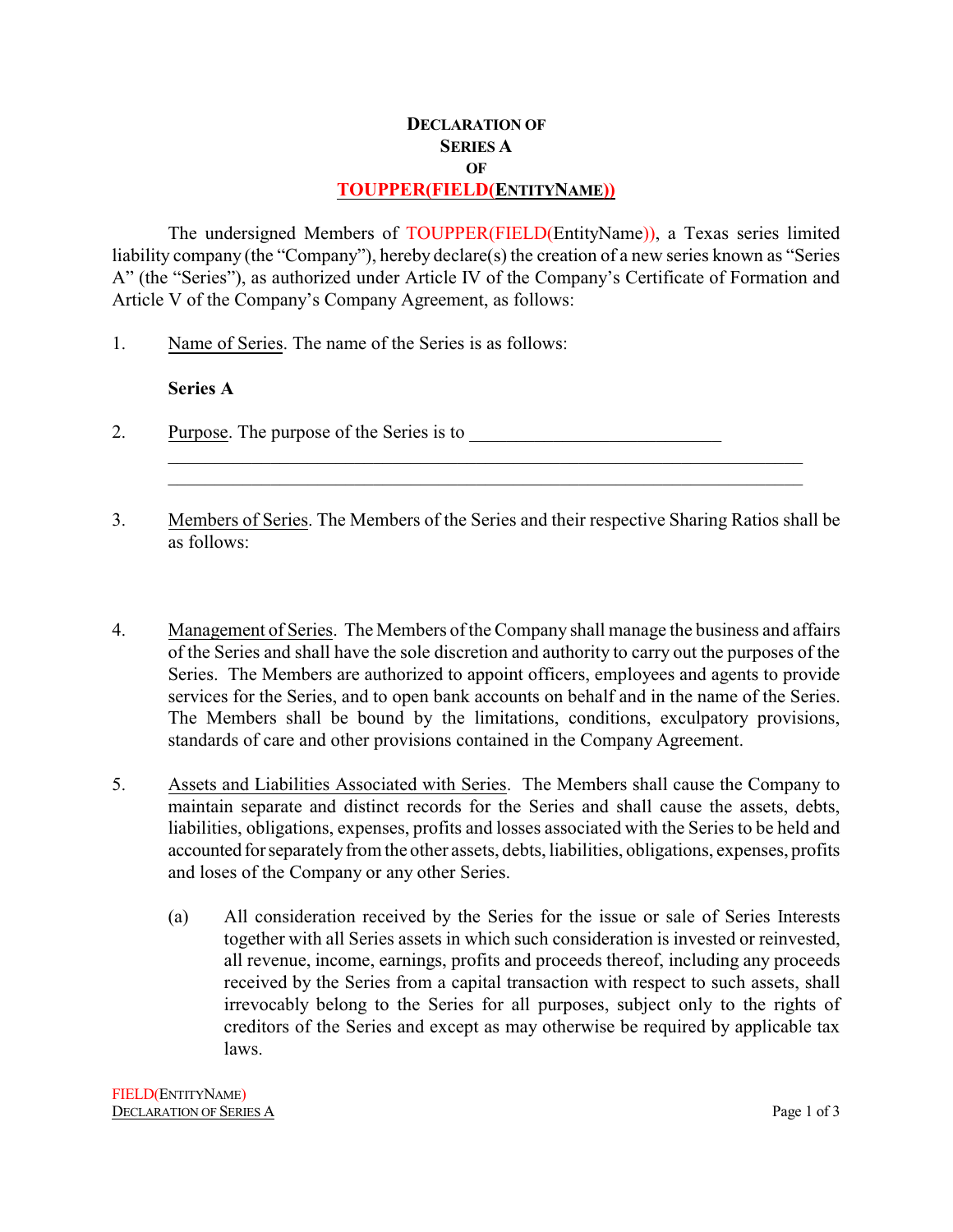# DECLARATION OF SERIES A OF TOUPPER(FIELD(ENTITYNAME))

The undersigned Members of TOUPPER(FIELD(EntityName)), a Texas series limited liability company (the "Company"), hereby declare(s) the creation of a new series known as "Series A" (the "Series"), as authorized under Article IV of the Company's Certificate of Formation and Article V of the Company's Company Agreement, as follows:

1. Name of Series. The name of the Series is as follows:

   **Series A**

2. Purpose. The purpose of the Series is to ___________________________
   ______________________________________________________________________
   ______________________________________________________________________

3. Members of Series. The Members of the Series and their respective Sharing Ratios shall be as follows:

4. Management of Series. The Members of the Company shall manage the business and affairs of the Series and shall have the sole discretion and authority to carry out the purposes of the Series. The Members are authorized to appoint officers, employees and agents to provide services for the Series, and to open bank accounts on behalf and in the name of the Series. The Members shall be bound by the limitations, conditions, exculpatory provisions, standards of care and other provisions contained in the Company Agreement.

5. Assets and Liabilities Associated with Series. The Members shall cause the Company to maintain separate and distinct records for the Series and shall cause the assets, debts, liabilities, obligations, expenses, profits and losses associated with the Series to be held and accounted for separately from the other assets, debts, liabilities, obligations, expenses, profits and loses of the Company or any other Series.

   (a) All consideration received by the Series for the issue or sale of Series Interests together with all Series assets in which such consideration is invested or reinvested, all revenue, income, earnings, profits and proceeds thereof, including any proceeds received by the Series from a capital transaction with respect to such assets, shall irrevocably belong to the Series for all purposes, subject only to the rights of creditors of the Series and except as may otherwise be required by applicable tax laws.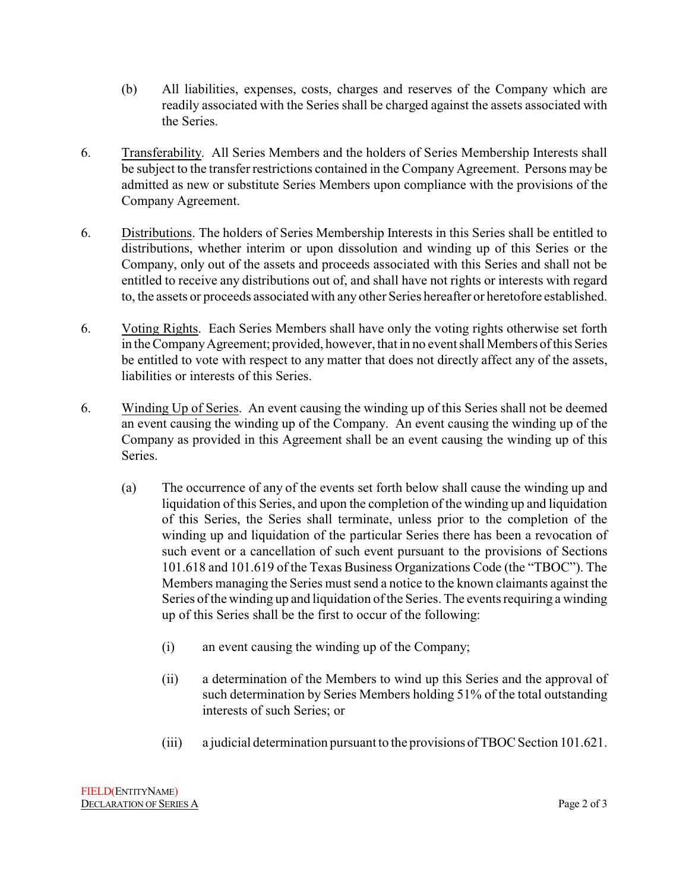(b) All liabilities, expenses, costs, charges and reserves of the Company which are readily associated with the Series shall be charged against the assets associated with the Series.

6. Transferability. All Series Members and the holders of Series Membership Interests shall be subject to the transfer restrictions contained in the Company Agreement. Persons may be admitted as new or substitute Series Members upon compliance with the provisions of the Company Agreement.

6. Distributions. The holders of Series Membership Interests in this Series shall be entitled to distributions, whether interim or upon dissolution and winding up of this Series or the Company, only out of the assets and proceeds associated with this Series and shall not be entitled to receive any distributions out of, and shall have not rights or interests with regard to, the assets or proceeds associated with any other Series hereafter or heretofore established.

6. Voting Rights. Each Series Members shall have only the voting rights otherwise set forth in the Company Agreement; provided, however, that in no event shall Members of this Series be entitled to vote with respect to any matter that does not directly affect any of the assets, liabilities or interests of this Series.

6. Winding Up of Series. An event causing the winding up of this Series shall not be deemed an event causing the winding up of the Company. An event causing the winding up of the Company as provided in this Agreement shall be an event causing the winding up of this Series.

   (a) The occurrence of any of the events set forth below shall cause the winding up and liquidation of this Series, and upon the completion of the winding up and liquidation of this Series, the Series shall terminate, unless prior to the completion of the winding up and liquidation of the particular Series there has been a revocation of such event or a cancellation of such event pursuant to the provisions of Sections 101.618 and 101.619 of the Texas Business Organizations Code (the "TBOC"). The Members managing the Series must send a notice to the known claimants against the Series of the winding up and liquidation of the Series. The events requiring a winding up of this Series shall be the first to occur of the following:

      (i) an event causing the winding up of the Company;

      (ii) a determination of the Members to wind up this Series and the approval of such determination by Series Members holding 51% of the total outstanding interests of such Series; or

      (iii) a judicial determination pursuant to the provisions of TBOC Section 101.621.

FIELD(ENTITYNAME)
DECLARATION OF SERIES A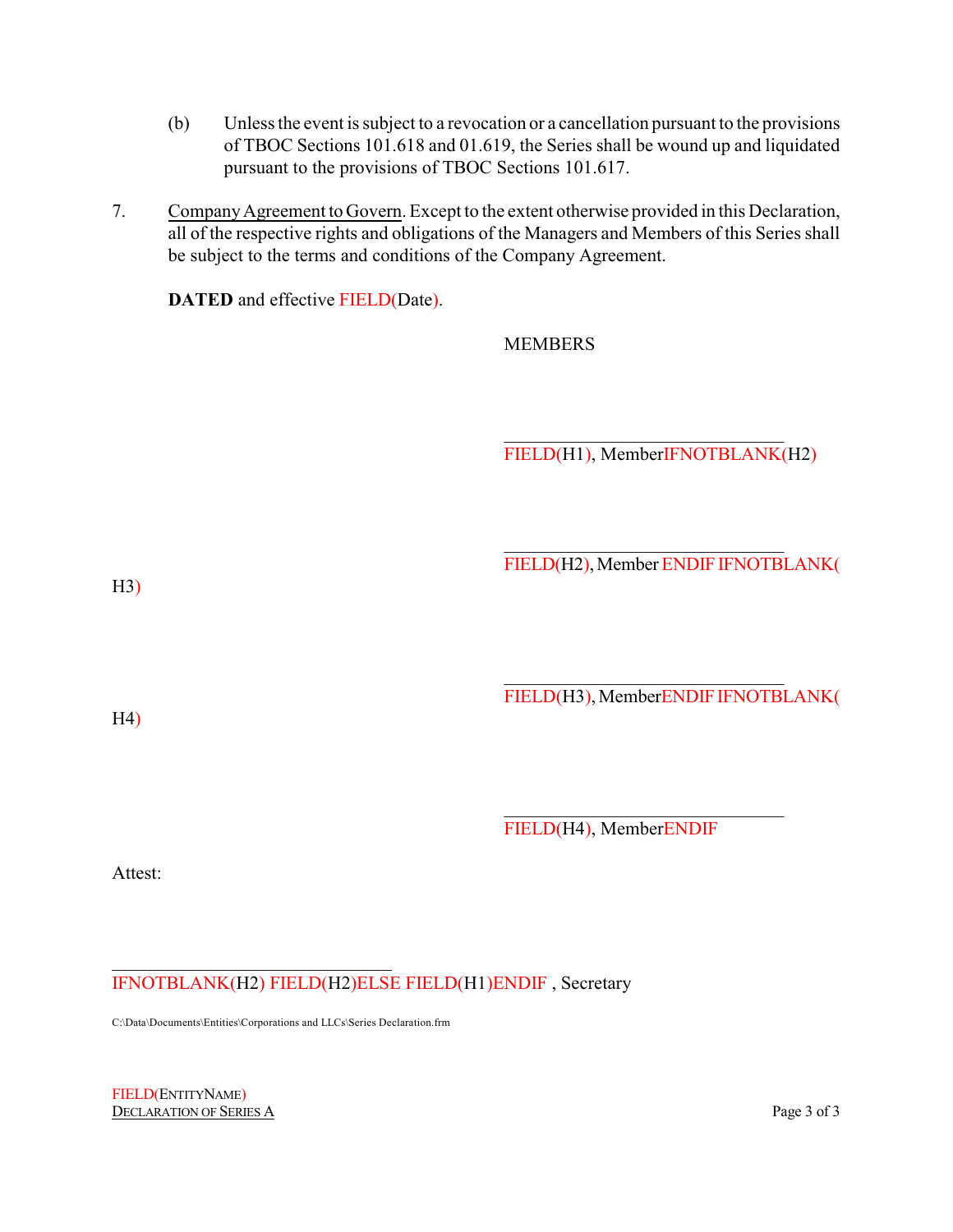(b) Unless the event is subject to a revocation or a cancellation pursuant to the provisions of TBOC Sections 101.618 and 01.619, the Series shall be wound up and liquidated pursuant to the provisions of TBOC Sections 101.617.

7. Company Agreement to Govern. Except to the extent otherwise provided in this Declaration, all of the respective rights and obligations of the Managers and Members of this Series shall be subject to the terms and conditions of the Company Agreement.

**DATED** and effective FIELD(Date).

MEMBERS

\_\_\_\_\_\_\_\_\_\_\_\_\_\_\_\_\_\_\_\_\_\_\_\_\_\_\_\_\_\_
FIELD(H1), MemberIFNOTBLANK(H2)

\_\_\_\_\_\_\_\_\_\_\_\_\_\_\_\_\_\_\_\_\_\_\_\_\_\_\_\_\_\_
FIELD(H2), Member ENDIF IFNOTBLANK(H3)

\_\_\_\_\_\_\_\_\_\_\_\_\_\_\_\_\_\_\_\_\_\_\_\_\_\_\_\_\_\_
FIELD(H3), MemberENDIF IFNOTBLANK(H4)

\_\_\_\_\_\_\_\_\_\_\_\_\_\_\_\_\_\_\_\_\_\_\_\_\_\_\_\_\_\_
FIELD(H4), MemberENDIF

Attest:

\_\_\_\_\_\_\_\_\_\_\_\_\_\_\_\_\_\_\_\_\_\_\_\_\_\_\_\_\_\_
IFNOTBLANK(H2) FIELD(H2)ELSE FIELD(H1)ENDIF , Secretary

C:\Data\Documents\Entities\Corporations and LLCs\Series Declaration.frm

FIELD(ENTITYNAME)
DECLARATION OF SERIES A